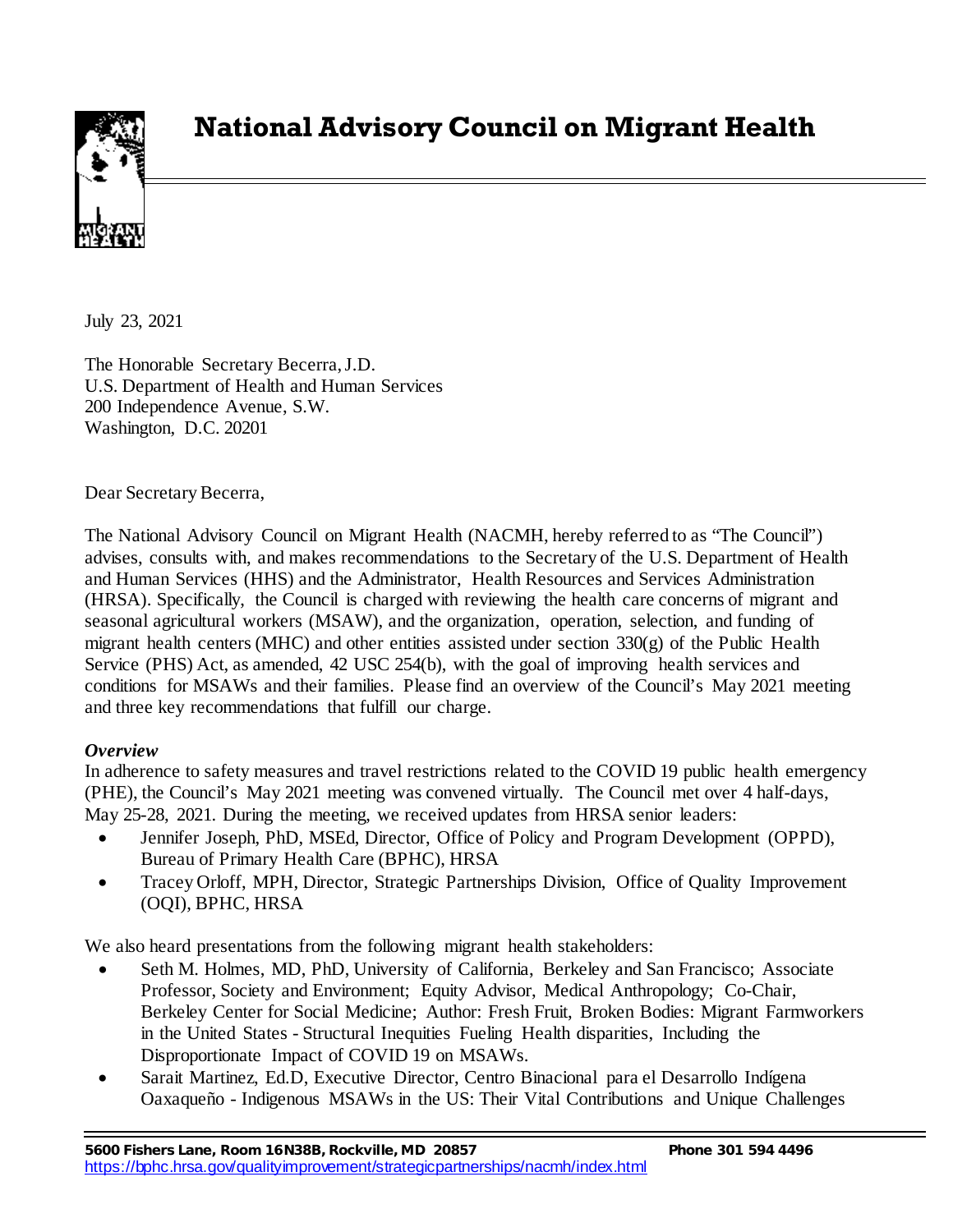# National Advisory Council on Migrant Health

July 23, 2021

The Honorable Secretary Becerra, J.D.
U.S. Department of Health and Human Services
200 Independence Avenue, S.W.
Washington, D.C. 20201

Dear Secretary Becerra,

The National Advisory Council on Migrant Health (NACMH, hereby referred to as "The Council") advises, consults with, and makes recommendations to the Secretary of the U.S. Department of Health and Human Services (HHS) and the Administrator, Health Resources and Services Administration (HRSA). Specifically, the Council is charged with reviewing the health care concerns of migrant and seasonal agricultural workers (MSAW), and the organization, operation, selection, and funding of migrant health centers (MHC) and other entities assisted under section 330(g) of the Public Health Service (PHS) Act, as amended, 42 USC 254(b), with the goal of improving health services and conditions for MSAWs and their families. Please find an overview of the Council's May 2021 meeting and three key recommendations that fulfill our charge.

***Overview***
In adherence to safety measures and travel restrictions related to the COVID 19 public health emergency (PHE), the Council's May 2021 meeting was convened virtually. The Council met over 4 half-days, May 25-28, 2021. During the meeting, we received updates from HRSA senior leaders:

- Jennifer Joseph, PhD, MSEd, Director, Office of Policy and Program Development (OPPD), Bureau of Primary Health Care (BPHC), HRSA
- Tracey Orloff, MPH, Director, Strategic Partnerships Division, Office of Quality Improvement (OQI), BPHC, HRSA

We also heard presentations from the following migrant health stakeholders:

- Seth M. Holmes, MD, PhD, University of California, Berkeley and San Francisco; Associate Professor, Society and Environment; Equity Advisor, Medical Anthropology; Co-Chair, Berkeley Center for Social Medicine; Author: Fresh Fruit, Broken Bodies: Migrant Farmworkers in the United States - Structural Inequities Fueling Health disparities, Including the Disproportionate Impact of COVID 19 on MSAWs.
- Sarait Martinez, Ed.D, Executive Director, Centro Binacional para el Desarrollo Indígena Oaxaqueño - Indigenous MSAWs in the US: Their Vital Contributions and Unique Challenges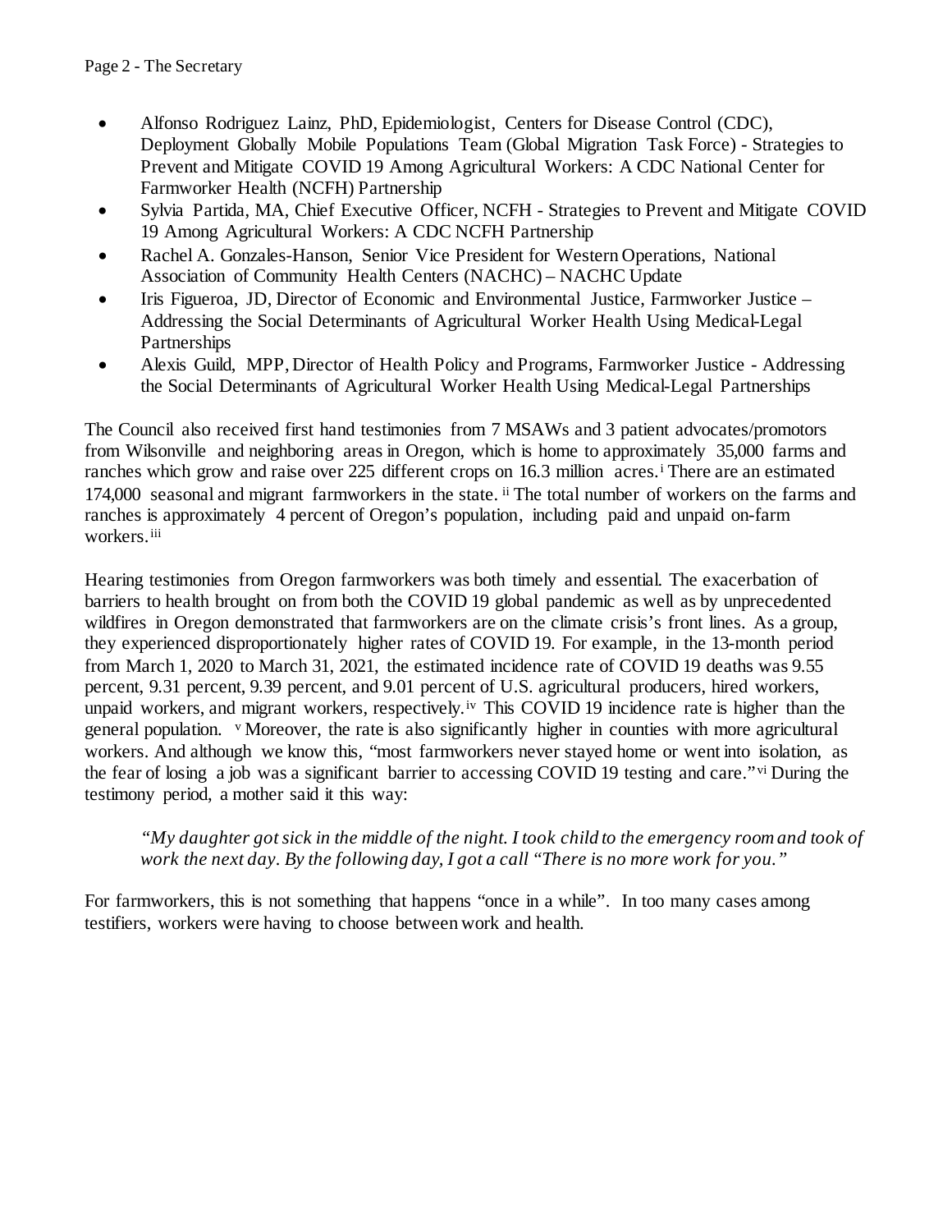- Alfonso Rodriguez Lainz, PhD, Epidemiologist, Centers for Disease Control (CDC), Deployment Globally Mobile Populations Team (Global Migration Task Force) - Strategies to Prevent and Mitigate COVID 19 Among Agricultural Workers: A CDC National Center for Farmworker Health (NCFH) Partnership
- Sylvia Partida, MA, Chief Executive Officer, NCFH - Strategies to Prevent and Mitigate COVID 19 Among Agricultural Workers: A CDC NCFH Partnership
- Rachel A. Gonzales-Hanson, Senior Vice President for Western Operations, National Association of Community Health Centers (NACHC) – NACHC Update
- Iris Figueroa, JD, Director of Economic and Environmental Justice, Farmworker Justice – Addressing the Social Determinants of Agricultural Worker Health Using Medical-Legal Partnerships
- Alexis Guild, MPP, Director of Health Policy and Programs, Farmworker Justice - Addressing the Social Determinants of Agricultural Worker Health Using Medical-Legal Partnerships

The Council also received first hand testimonies from 7 MSAWs and 3 patient advocates/promotors from Wilsonville and neighboring areas in Oregon, which is home to approximately 35,000 farms and ranches which grow and raise over 225 different crops on 16.3 million acres.[i] There are an estimated 174,000 seasonal and migrant farmworkers in the state.[ii] The total number of workers on the farms and ranches is approximately 4 percent of Oregon's population, including paid and unpaid on-farm workers.[iii]

Hearing testimonies from Oregon farmworkers was both timely and essential. The exacerbation of barriers to health brought on from both the COVID 19 global pandemic as well as by unprecedented wildfires in Oregon demonstrated that farmworkers are on the climate crisis's front lines. As a group, they experienced disproportionately higher rates of COVID 19. For example, in the 13-month period from March 1, 2020 to March 31, 2021, the estimated incidence rate of COVID 19 deaths was 9.55 percent, 9.31 percent, 9.39 percent, and 9.01 percent of U.S. agricultural producers, hired workers, unpaid workers, and migrant workers, respectively.[iv] This COVID 19 incidence rate is higher than the general population.[v] Moreover, the rate is also significantly higher in counties with more agricultural workers. And although we know this, "most farmworkers never stayed home or went into isolation, as the fear of losing a job was a significant barrier to accessing COVID 19 testing and care."[vi] During the testimony period, a mother said it this way:

> *"My daughter got sick in the middle of the night. I took child to the emergency room and took of work the next day. By the following day, I got a call "There is no more work for you."*

For farmworkers, this is not something that happens "once in a while". In too many cases among testifiers, workers were having to choose between work and health.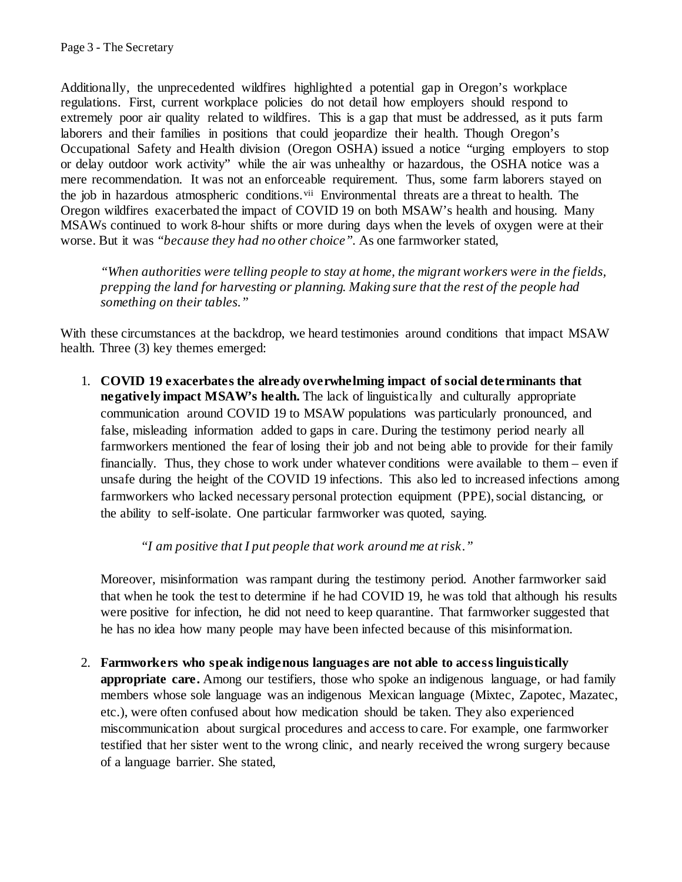Additionally, the unprecedented wildfires highlighted a potential gap in Oregon's workplace regulations. First, current workplace policies do not detail how employers should respond to extremely poor air quality related to wildfires. This is a gap that must be addressed, as it puts farm laborers and their families in positions that could jeopardize their health. Though Oregon's Occupational Safety and Health division (Oregon OSHA) issued a notice "urging employers to stop or delay outdoor work activity" while the air was unhealthy or hazardous, the OSHA notice was a mere recommendation. It was not an enforceable requirement. Thus, some farm laborers stayed on the job in hazardous atmospheric conditions.[vii] Environmental threats are a threat to health. The Oregon wildfires exacerbated the impact of COVID 19 on both MSAW's health and housing. Many MSAWs continued to work 8-hour shifts or more during days when the levels of oxygen were at their worse. But it was *"because they had no other choice"*. As one farmworker stated,

> *"When authorities were telling people to stay at home, the migrant workers were in the fields, prepping the land for harvesting or planning. Making sure that the rest of the people had something on their tables."*

With these circumstances at the backdrop, we heard testimonies around conditions that impact MSAW health. Three (3) key themes emerged:

1. **COVID 19 exacerbates the already overwhelming impact of social determinants that negatively impact MSAW's health.** The lack of linguistically and culturally appropriate communication around COVID 19 to MSAW populations was particularly pronounced, and false, misleading information added to gaps in care. During the testimony period nearly all farmworkers mentioned the fear of losing their job and not being able to provide for their family financially. Thus, they chose to work under whatever conditions were available to them – even if unsafe during the height of the COVID 19 infections. This also led to increased infections among farmworkers who lacked necessary personal protection equipment (PPE), social distancing, or the ability to self-isolate. One particular farmworker was quoted, saying.

   > *"I am positive that I put people that work around me at risk."*

   Moreover, misinformation was rampant during the testimony period. Another farmworker said that when he took the test to determine if he had COVID 19, he was told that although his results were positive for infection, he did not need to keep quarantine. That farmworker suggested that he has no idea how many people may have been infected because of this misinformation.

2. **Farmworkers who speak indigenous languages are not able to access linguistically appropriate care.** Among our testifiers, those who spoke an indigenous language, or had family members whose sole language was an indigenous Mexican language (Mixtec, Zapotec, Mazatec, etc.), were often confused about how medication should be taken. They also experienced miscommunication about surgical procedures and access to care. For example, one farmworker testified that her sister went to the wrong clinic, and nearly received the wrong surgery because of a language barrier. She stated,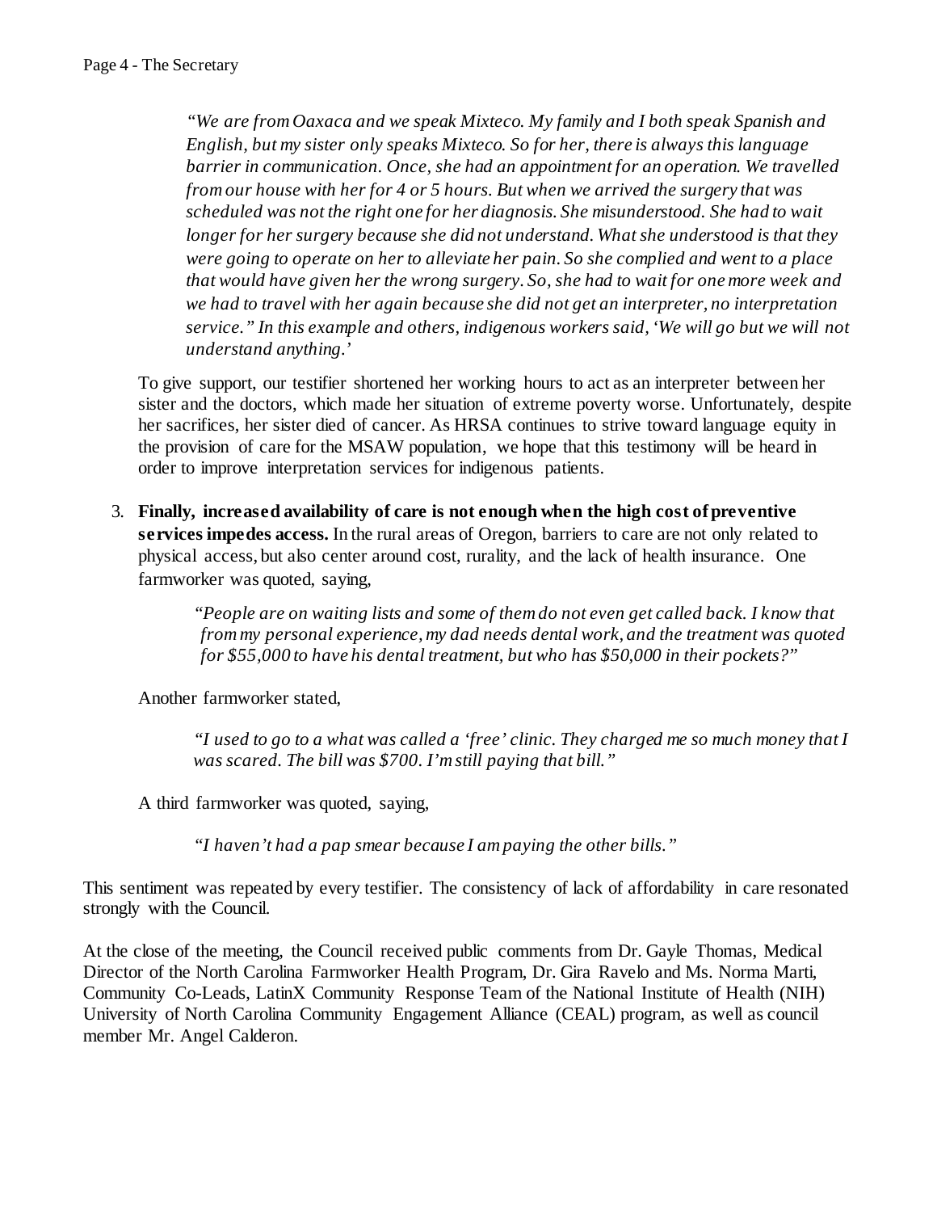> *"We are from Oaxaca and we speak Mixteco. My family and I both speak Spanish and English, but my sister only speaks Mixteco. So for her, there is always this language barrier in communication. Once, she had an appointment for an operation. We travelled from our house with her for 4 or 5 hours. But when we arrived the surgery that was scheduled was not the right one for her diagnosis. She misunderstood. She had to wait longer for her surgery because she did not understand. What she understood is that they were going to operate on her to alleviate her pain. So she complied and went to a place that would have given her the wrong surgery. So, she had to wait for one more week and we had to travel with her again because she did not get an interpreter, no interpretation service." In this example and others, indigenous workers said, 'We will go but we will not understand anything.'*

To give support, our testifier shortened her working hours to act as an interpreter between her sister and the doctors, which made her situation of extreme poverty worse. Unfortunately, despite her sacrifices, her sister died of cancer. As HRSA continues to strive toward language equity in the provision of care for the MSAW population, we hope that this testimony will be heard in order to improve interpretation services for indigenous patients.

3. **Finally, increased availability of care is not enough when the high cost of preventive services impedes access.** In the rural areas of Oregon, barriers to care are not only related to physical access, but also center around cost, rurality, and the lack of health insurance. One farmworker was quoted, saying,

> *"People are on waiting lists and some of them do not even get called back. I know that from my personal experience, my dad needs dental work, and the treatment was quoted for $55,000 to have his dental treatment, but who has $50,000 in their pockets?"*

Another farmworker stated,

> *"I used to go to a what was called a 'free' clinic. They charged me so much money that I was scared. The bill was $700. I'm still paying that bill."*

A third farmworker was quoted, saying,

> *"I haven't had a pap smear because I am paying the other bills."*

This sentiment was repeated by every testifier. The consistency of lack of affordability in care resonated strongly with the Council.

At the close of the meeting, the Council received public comments from Dr. Gayle Thomas, Medical Director of the North Carolina Farmworker Health Program, Dr. Gira Ravelo and Ms. Norma Marti, Community Co-Leads, LatinX Community Response Team of the National Institute of Health (NIH) University of North Carolina Community Engagement Alliance (CEAL) program, as well as council member Mr. Angel Calderon.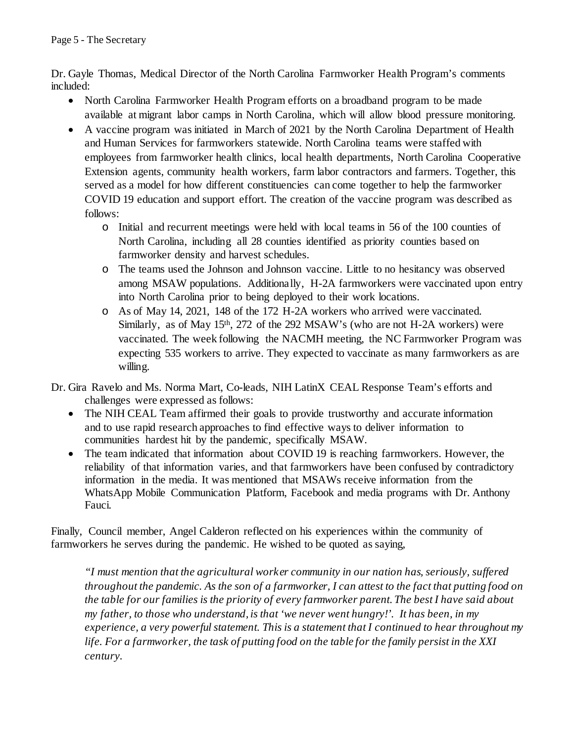Dr. Gayle Thomas, Medical Director of the North Carolina Farmworker Health Program's comments included:

- North Carolina Farmworker Health Program efforts on a broadband program to be made available at migrant labor camps in North Carolina, which will allow blood pressure monitoring.
- A vaccine program was initiated in March of 2021 by the North Carolina Department of Health and Human Services for farmworkers statewide. North Carolina teams were staffed with employees from farmworker health clinics, local health departments, North Carolina Cooperative Extension agents, community health workers, farm labor contractors and farmers. Together, this served as a model for how different constituencies can come together to help the farmworker COVID 19 education and support effort. The creation of the vaccine program was described as follows:
    - Initial and recurrent meetings were held with local teams in 56 of the 100 counties of North Carolina, including all 28 counties identified as priority counties based on farmworker density and harvest schedules.
    - The teams used the Johnson and Johnson vaccine. Little to no hesitancy was observed among MSAW populations. Additionally, H-2A farmworkers were vaccinated upon entry into North Carolina prior to being deployed to their work locations.
    - As of May 14, 2021, 148 of the 172 H-2A workers who arrived were vaccinated. Similarly, as of May 15th, 272 of the 292 MSAW's (who are not H-2A workers) were vaccinated. The week following the NACMH meeting, the NC Farmworker Program was expecting 535 workers to arrive. They expected to vaccinate as many farmworkers as are willing.

Dr. Gira Ravelo and Ms. Norma Mart, Co-leads, NIH LatinX CEAL Response Team's efforts and challenges were expressed as follows:

- The NIH CEAL Team affirmed their goals to provide trustworthy and accurate information and to use rapid research approaches to find effective ways to deliver information to communities hardest hit by the pandemic, specifically MSAW.
- The team indicated that information about COVID 19 is reaching farmworkers. However, the reliability of that information varies, and that farmworkers have been confused by contradictory information in the media. It was mentioned that MSAWs receive information from the WhatsApp Mobile Communication Platform, Facebook and media programs with Dr. Anthony Fauci.

Finally, Council member, Angel Calderon reflected on his experiences within the community of farmworkers he serves during the pandemic. He wished to be quoted as saying,

> *"I must mention that the agricultural worker community in our nation has, seriously, suffered throughout the pandemic. As the son of a farmworker, I can attest to the fact that putting food on the table for our families is the priority of every farmworker parent. The best I have said about my father, to those who understand, is that 'we never went hungry!'. It has been, in my experience, a very powerful statement. This is a statement that I continued to hear throughout my life. For a farmworker, the task of putting food on the table for the family persist in the XXI century.*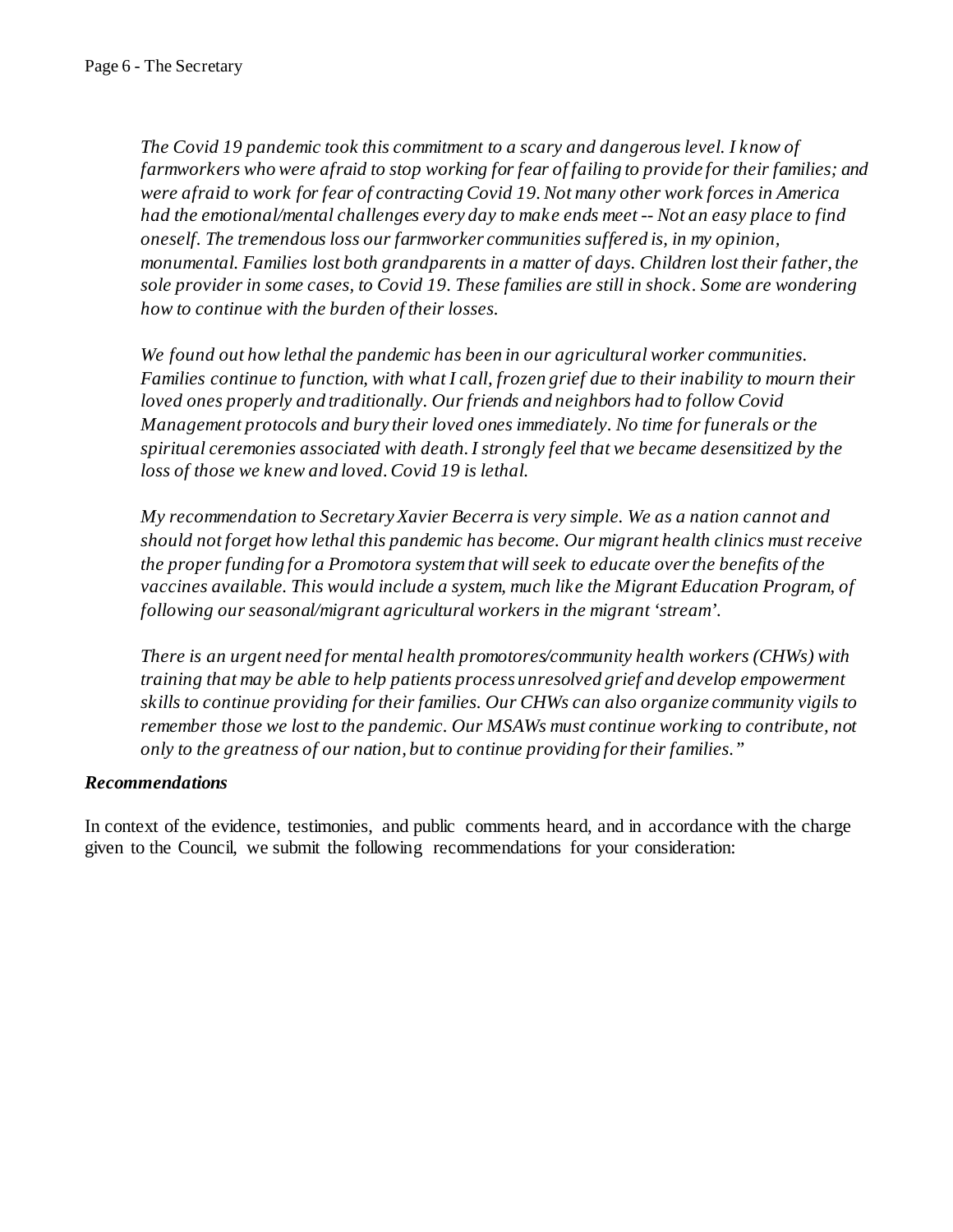*The Covid 19 pandemic took this commitment to a scary and dangerous level. I know of farmworkers who were afraid to stop working for fear of failing to provide for their families; and were afraid to work for fear of contracting Covid 19. Not many other work forces in America had the emotional/mental challenges every day to make ends meet -- Not an easy place to find oneself. The tremendous loss our farmworker communities suffered is, in my opinion, monumental. Families lost both grandparents in a matter of days. Children lost their father, the sole provider in some cases, to Covid 19. These families are still in shock. Some are wondering how to continue with the burden of their losses.*

*We found out how lethal the pandemic has been in our agricultural worker communities. Families continue to function, with what I call, frozen grief due to their inability to mourn their loved ones properly and traditionally. Our friends and neighbors had to follow Covid Management protocols and bury their loved ones immediately. No time for funerals or the spiritual ceremonies associated with death. I strongly feel that we became desensitized by the loss of those we knew and loved. Covid 19 is lethal.*

*My recommendation to Secretary Xavier Becerra is very simple. We as a nation cannot and should not forget how lethal this pandemic has become. Our migrant health clinics must receive the proper funding for a Promotora system that will seek to educate over the benefits of the vaccines available. This would include a system, much like the Migrant Education Program, of following our seasonal/migrant agricultural workers in the migrant 'stream'.*

*There is an urgent need for mental health promotores/community health workers (CHWs) with training that may be able to help patients process unresolved grief and develop empowerment skills to continue providing for their families. Our CHWs can also organize community vigils to remember those we lost to the pandemic. Our MSAWs must continue working to contribute, not only to the greatness of our nation, but to continue providing for their families."*

***Recommendations***

In context of the evidence, testimonies, and public comments heard, and in accordance with the charge given to the Council, we submit the following recommendations for your consideration: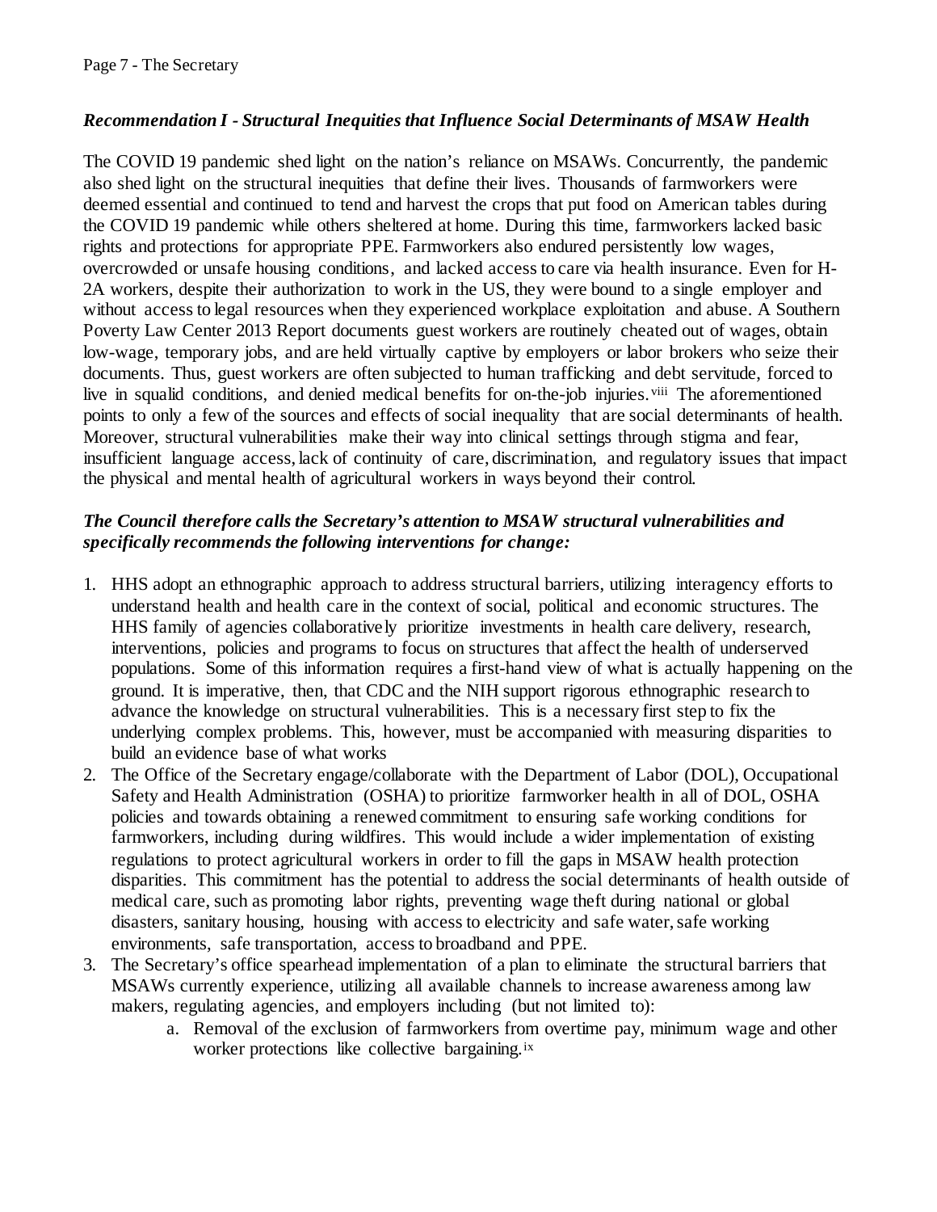### *Recommendation I - Structural Inequities that Influence Social Determinants of MSAW Health*

The COVID 19 pandemic shed light on the nation's reliance on MSAWs. Concurrently, the pandemic also shed light on the structural inequities that define their lives. Thousands of farmworkers were deemed essential and continued to tend and harvest the crops that put food on American tables during the COVID 19 pandemic while others sheltered at home. During this time, farmworkers lacked basic rights and protections for appropriate PPE. Farmworkers also endured persistently low wages, overcrowded or unsafe housing conditions, and lacked access to care via health insurance. Even for H-2A workers, despite their authorization to work in the US, they were bound to a single employer and without access to legal resources when they experienced workplace exploitation and abuse. A Southern Poverty Law Center 2013 Report documents guest workers are routinely cheated out of wages, obtain low-wage, temporary jobs, and are held virtually captive by employers or labor brokers who seize their documents. Thus, guest workers are often subjected to human trafficking and debt servitude, forced to live in squalid conditions, and denied medical benefits for on-the-job injuries.[viii] The aforementioned points to only a few of the sources and effects of social inequality that are social determinants of health. Moreover, structural vulnerabilities make their way into clinical settings through stigma and fear, insufficient language access, lack of continuity of care, discrimination, and regulatory issues that impact the physical and mental health of agricultural workers in ways beyond their control.

***The Council therefore calls the Secretary's attention to MSAW structural vulnerabilities and specifically recommends the following interventions for change:***

1. HHS adopt an ethnographic approach to address structural barriers, utilizing interagency efforts to understand health and health care in the context of social, political and economic structures. The HHS family of agencies collaboratively prioritize investments in health care delivery, research, interventions, policies and programs to focus on structures that affect the health of underserved populations. Some of this information requires a first-hand view of what is actually happening on the ground. It is imperative, then, that CDC and the NIH support rigorous ethnographic research to advance the knowledge on structural vulnerabilities. This is a necessary first step to fix the underlying complex problems. This, however, must be accompanied with measuring disparities to build an evidence base of what works
2. The Office of the Secretary engage/collaborate with the Department of Labor (DOL), Occupational Safety and Health Administration (OSHA) to prioritize farmworker health in all of DOL, OSHA policies and towards obtaining a renewed commitment to ensuring safe working conditions for farmworkers, including during wildfires. This would include a wider implementation of existing regulations to protect agricultural workers in order to fill the gaps in MSAW health protection disparities. This commitment has the potential to address the social determinants of health outside of medical care, such as promoting labor rights, preventing wage theft during national or global disasters, sanitary housing, housing with access to electricity and safe water, safe working environments, safe transportation, access to broadband and PPE.
3. The Secretary's office spearhead implementation of a plan to eliminate the structural barriers that MSAWs currently experience, utilizing all available channels to increase awareness among law makers, regulating agencies, and employers including (but not limited to):
    a. Removal of the exclusion of farmworkers from overtime pay, minimum wage and other worker protections like collective bargaining.[ix]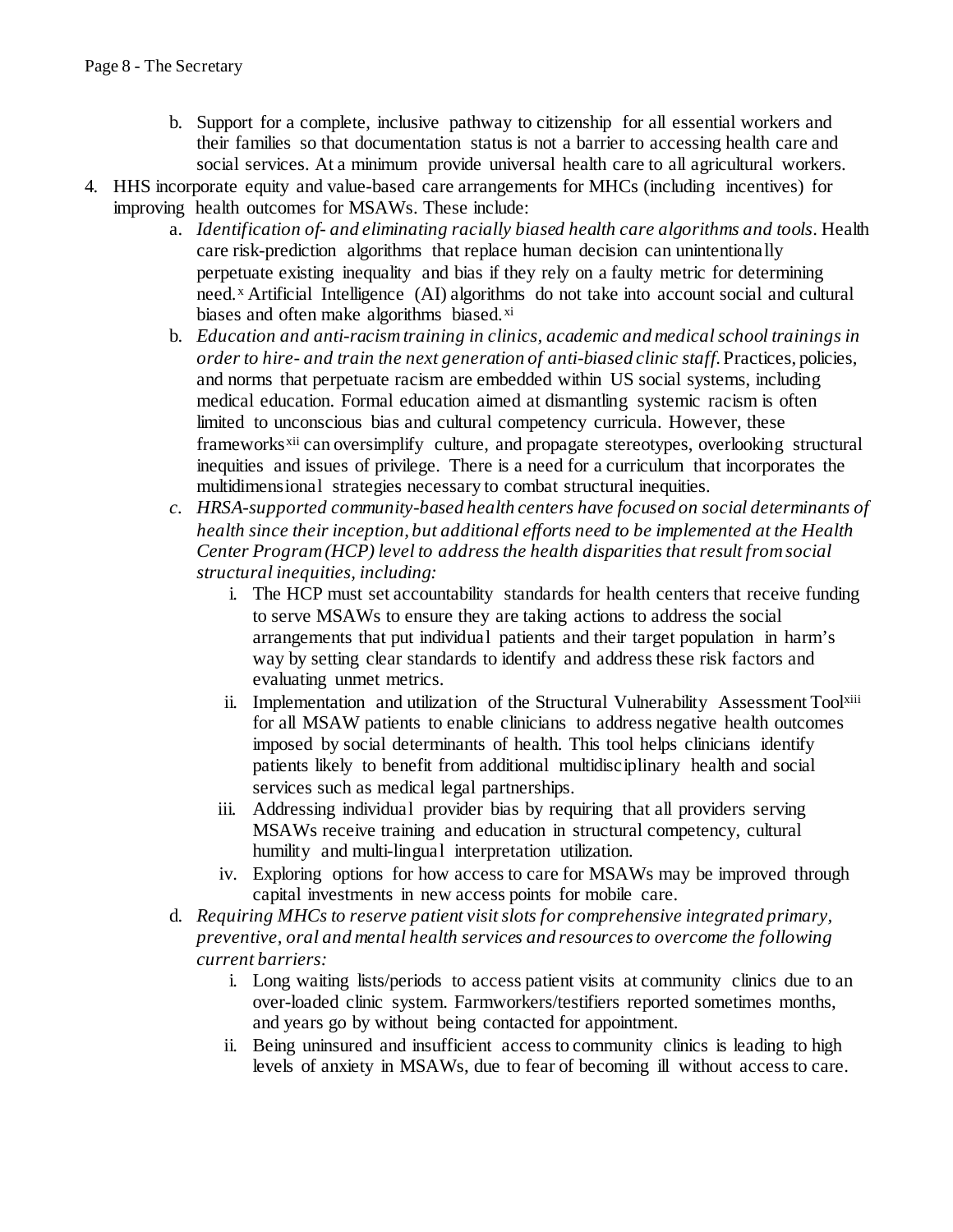b. Support for a complete, inclusive pathway to citizenship for all essential workers and their families so that documentation status is not a barrier to accessing health care and social services. At a minimum provide universal health care to all agricultural workers.

4. HHS incorporate equity and value-based care arrangements for MHCs (including incentives) for improving health outcomes for MSAWs. These include:
   a. *Identification of- and eliminating racially biased health care algorithms and tools*. Health care risk-prediction algorithms that replace human decision can unintentionally perpetuate existing inequality and bias if they rely on a faulty metric for determining need.[x] Artificial Intelligence (AI) algorithms do not take into account social and cultural biases and often make algorithms biased.[xi]
   b. *Education and anti-racism training in clinics, academic and medical school trainings in order to hire- and train the next generation of anti-biased clinic staff.* Practices, policies, and norms that perpetuate racism are embedded within US social systems, including medical education. Formal education aimed at dismantling systemic racism is often limited to unconscious bias and cultural competency curricula. However, these frameworks[xii] can oversimplify culture, and propagate stereotypes, overlooking structural inequities and issues of privilege. There is a need for a curriculum that incorporates the multidimensional strategies necessary to combat structural inequities.
   c. *HRSA-supported community-based health centers have focused on social determinants of health since their inception, but additional efforts need to be implemented at the Health Center Program (HCP) level to address the health disparities that result from social structural inequities, including:*
      i. The HCP must set accountability standards for health centers that receive funding to serve MSAWs to ensure they are taking actions to address the social arrangements that put individual patients and their target population in harm's way by setting clear standards to identify and address these risk factors and evaluating unmet metrics.
      ii. Implementation and utilization of the Structural Vulnerability Assessment Tool[xiii] for all MSAW patients to enable clinicians to address negative health outcomes imposed by social determinants of health. This tool helps clinicians identify patients likely to benefit from additional multidisciplinary health and social services such as medical legal partnerships.
      iii. Addressing individual provider bias by requiring that all providers serving MSAWs receive training and education in structural competency, cultural humility and multi-lingual interpretation utilization.
      iv. Exploring options for how access to care for MSAWs may be improved through capital investments in new access points for mobile care.
   d. *Requiring MHCs to reserve patient visit slots for comprehensive integrated primary, preventive, oral and mental health services and resources to overcome the following current barriers:*
      i. Long waiting lists/periods to access patient visits at community clinics due to an over-loaded clinic system. Farmworkers/testifiers reported sometimes months, and years go by without being contacted for appointment.
      ii. Being uninsured and insufficient access to community clinics is leading to high levels of anxiety in MSAWs, due to fear of becoming ill without access to care.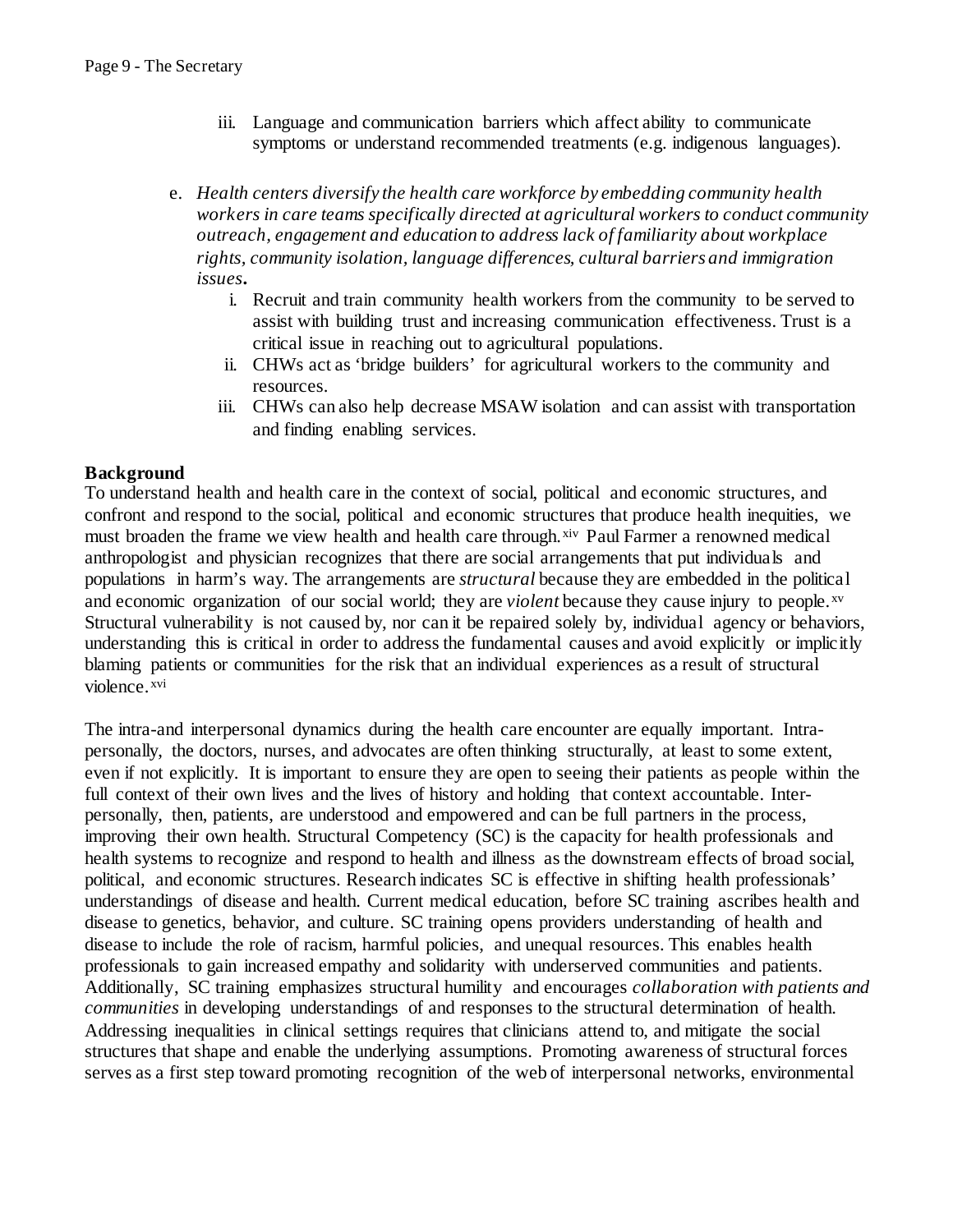iii. Language and communication barriers which affect ability to communicate symptoms or understand recommended treatments (e.g. indigenous languages).

e. *Health centers diversify the health care workforce by embedding community health workers in care teams specifically directed at agricultural workers to conduct community outreach, engagement and education to address lack of familiarity about workplace rights, community isolation, language differences, cultural barriers and immigration issues***.**

   i. Recruit and train community health workers from the community to be served to assist with building trust and increasing communication effectiveness. Trust is a critical issue in reaching out to agricultural populations.

   ii. CHWs act as 'bridge builders' for agricultural workers to the community and resources.

   iii. CHWs can also help decrease MSAW isolation and can assist with transportation and finding enabling services.

**Background**

To understand health and health care in the context of social, political and economic structures, and confront and respond to the social, political and economic structures that produce health inequities, we must broaden the frame we view health and health care through.[xiv] Paul Farmer a renowned medical anthropologist and physician recognizes that there are social arrangements that put individuals and populations in harm's way. The arrangements are *structural* because they are embedded in the political and economic organization of our social world; they are *violent* because they cause injury to people.[xv] Structural vulnerability is not caused by, nor can it be repaired solely by, individual agency or behaviors, understanding this is critical in order to address the fundamental causes and avoid explicitly or implicitly blaming patients or communities for the risk that an individual experiences as a result of structural violence.[xvi]

The intra-and interpersonal dynamics during the health care encounter are equally important. Intra-personally, the doctors, nurses, and advocates are often thinking structurally, at least to some extent, even if not explicitly. It is important to ensure they are open to seeing their patients as people within the full context of their own lives and the lives of history and holding that context accountable. Inter-personally, then, patients, are understood and empowered and can be full partners in the process, improving their own health. Structural Competency (SC) is the capacity for health professionals and health systems to recognize and respond to health and illness as the downstream effects of broad social, political, and economic structures. Research indicates SC is effective in shifting health professionals' understandings of disease and health. Current medical education, before SC training ascribes health and disease to genetics, behavior, and culture. SC training opens providers understanding of health and disease to include the role of racism, harmful policies, and unequal resources. This enables health professionals to gain increased empathy and solidarity with underserved communities and patients. Additionally, SC training emphasizes structural humility and encourages *collaboration with patients and communities* in developing understandings of and responses to the structural determination of health. Addressing inequalities in clinical settings requires that clinicians attend to, and mitigate the social structures that shape and enable the underlying assumptions. Promoting awareness of structural forces serves as a first step toward promoting recognition of the web of interpersonal networks, environmental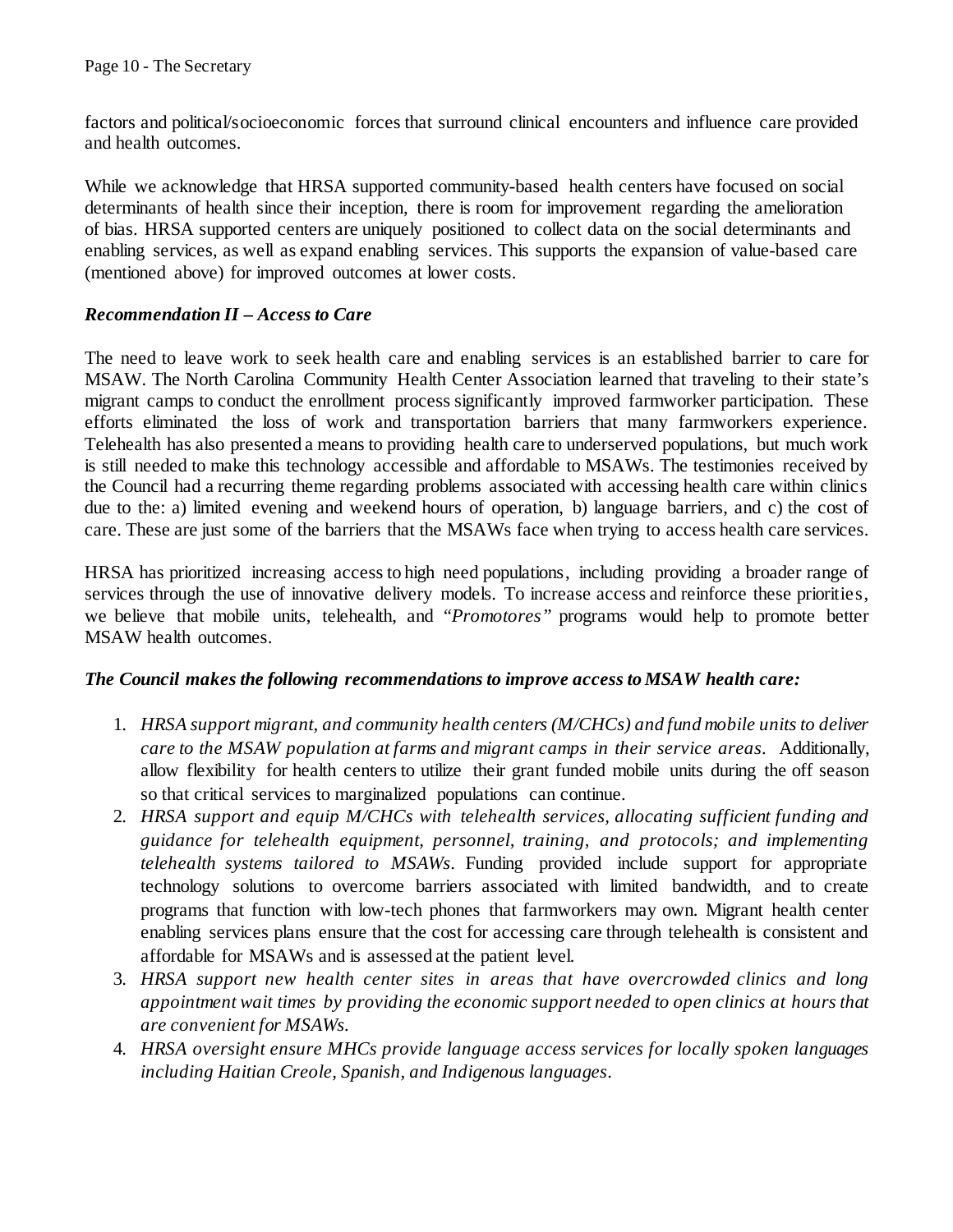factors and political/socioeconomic forces that surround clinical encounters and influence care provided and health outcomes.

While we acknowledge that HRSA supported community-based health centers have focused on social determinants of health since their inception, there is room for improvement regarding the amelioration of bias. HRSA supported centers are uniquely positioned to collect data on the social determinants and enabling services, as well as expand enabling services. This supports the expansion of value-based care (mentioned above) for improved outcomes at lower costs.

***Recommendation II – Access to Care***

The need to leave work to seek health care and enabling services is an established barrier to care for MSAW. The North Carolina Community Health Center Association learned that traveling to their state's migrant camps to conduct the enrollment process significantly improved farmworker participation. These efforts eliminated the loss of work and transportation barriers that many farmworkers experience. Telehealth has also presented a means to providing health care to underserved populations, but much work is still needed to make this technology accessible and affordable to MSAWs. The testimonies received by the Council had a recurring theme regarding problems associated with accessing health care within clinics due to the: a) limited evening and weekend hours of operation, b) language barriers, and c) the cost of care. These are just some of the barriers that the MSAWs face when trying to access health care services.

HRSA has prioritized increasing access to high need populations, including providing a broader range of services through the use of innovative delivery models. To increase access and reinforce these priorities, we believe that mobile units, telehealth, and *"Promotores"* programs would help to promote better MSAW health outcomes.

***The Council makes the following recommendations to improve access to MSAW health care:***

1. *HRSA support migrant, and community health centers (M/CHCs) and fund mobile units to deliver care to the MSAW population at farms and migrant camps in their service areas.* Additionally, allow flexibility for health centers to utilize their grant funded mobile units during the off season so that critical services to marginalized populations can continue.
2. *HRSA support and equip M/CHCs with telehealth services, allocating sufficient funding and guidance for telehealth equipment, personnel, training, and protocols; and implementing telehealth systems tailored to MSAWs.* Funding provided include support for appropriate technology solutions to overcome barriers associated with limited bandwidth, and to create programs that function with low-tech phones that farmworkers may own. Migrant health center enabling services plans ensure that the cost for accessing care through telehealth is consistent and affordable for MSAWs and is assessed at the patient level.
3. *HRSA support new health center sites in areas that have overcrowded clinics and long appointment wait times by providing the economic support needed to open clinics at hours that are convenient for MSAWs.*
4. *HRSA oversight ensure MHCs provide language access services for locally spoken languages including Haitian Creole, Spanish, and Indigenous languages.*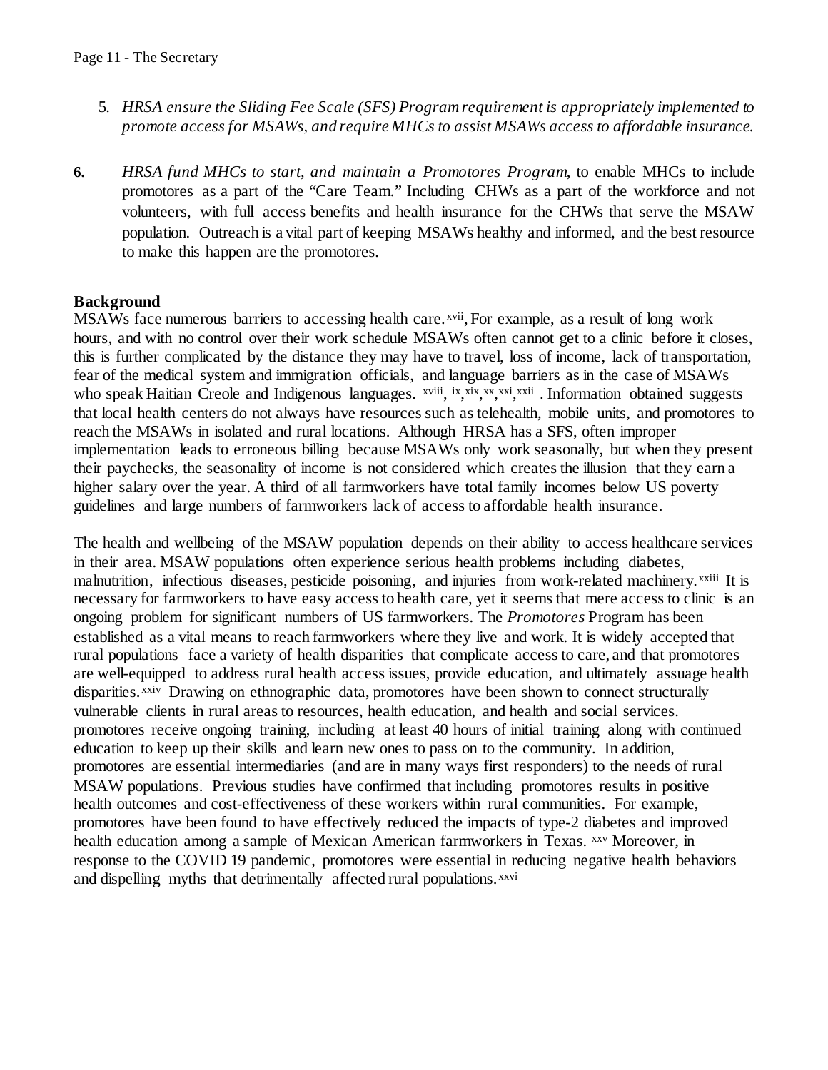5. *HRSA ensure the Sliding Fee Scale (SFS) Program requirement is appropriately implemented to promote access for MSAWs, and require MHCs to assist MSAWs access to affordable insurance.*

**6.** *HRSA fund MHCs to start, and maintain a Promotores Program*, to enable MHCs to include promotores as a part of the "Care Team." Including CHWs as a part of the workforce and not volunteers, with full access benefits and health insurance for the CHWs that serve the MSAW population. Outreach is a vital part of keeping MSAWs healthy and informed, and the best resource to make this happen are the promotores.

**Background**

MSAWs face numerous barriers to accessing health care.[xvii], For example, as a result of long work hours, and with no control over their work schedule MSAWs often cannot get to a clinic before it closes, this is further complicated by the distance they may have to travel, loss of income, lack of transportation, fear of the medical system and immigration officials, and language barriers as in the case of MSAWs who speak Haitian Creole and Indigenous languages. [xviii], [ix],[xix],[xx],[xxi],[xxii] . Information obtained suggests that local health centers do not always have resources such as telehealth, mobile units, and promotores to reach the MSAWs in isolated and rural locations. Although HRSA has a SFS, often improper implementation leads to erroneous billing because MSAWs only work seasonally, but when they present their paychecks, the seasonality of income is not considered which creates the illusion that they earn a higher salary over the year. A third of all farmworkers have total family incomes below US poverty guidelines and large numbers of farmworkers lack of access to affordable health insurance.

The health and wellbeing of the MSAW population depends on their ability to access healthcare services in their area. MSAW populations often experience serious health problems including diabetes, malnutrition, infectious diseases, pesticide poisoning, and injuries from work-related machinery.[xxiii] It is necessary for farmworkers to have easy access to health care, yet it seems that mere access to clinic is an ongoing problem for significant numbers of US farmworkers. The *Promotores* Program has been established as a vital means to reach farmworkers where they live and work. It is widely accepted that rural populations face a variety of health disparities that complicate access to care, and that promotores are well-equipped to address rural health access issues, provide education, and ultimately assuage health disparities.[xxiv] Drawing on ethnographic data, promotores have been shown to connect structurally vulnerable clients in rural areas to resources, health education, and health and social services. promotores receive ongoing training, including at least 40 hours of initial training along with continued education to keep up their skills and learn new ones to pass on to the community. In addition, promotores are essential intermediaries (and are in many ways first responders) to the needs of rural MSAW populations. Previous studies have confirmed that including promotores results in positive health outcomes and cost-effectiveness of these workers within rural communities. For example, promotores have been found to have effectively reduced the impacts of type-2 diabetes and improved health education among a sample of Mexican American farmworkers in Texas. [xxv] Moreover, in response to the COVID 19 pandemic, promotores were essential in reducing negative health behaviors and dispelling myths that detrimentally affected rural populations.[xxvi]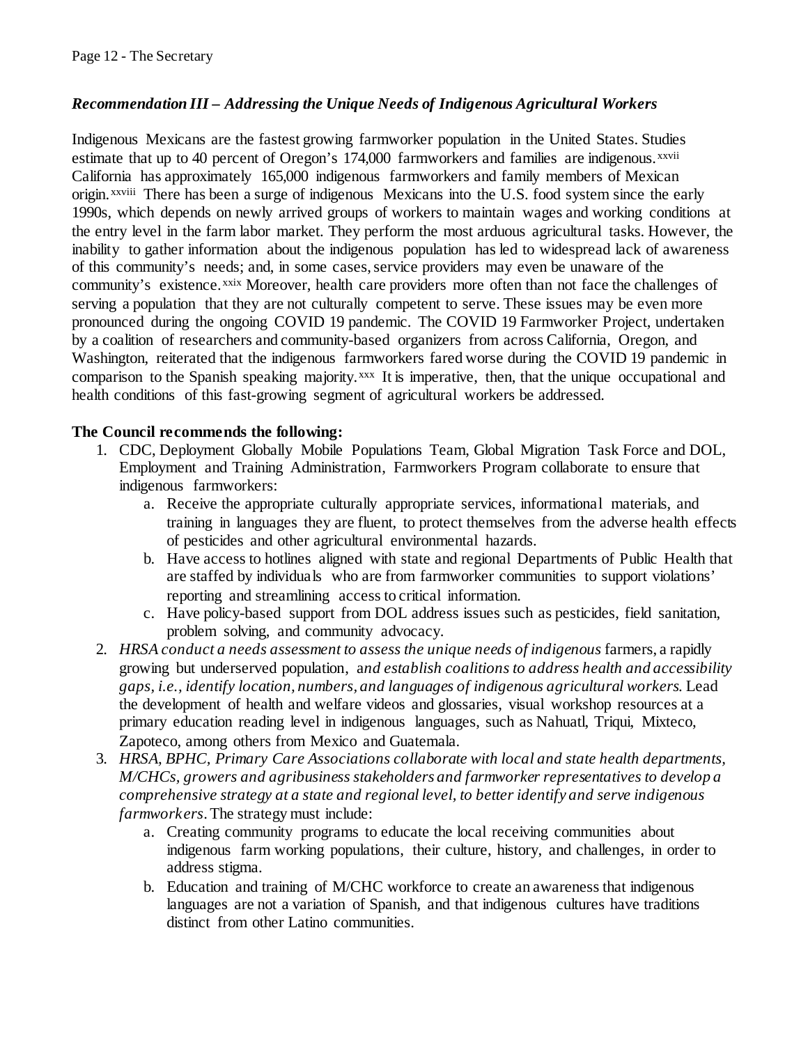*Recommendation III – Addressing the Unique Needs of Indigenous Agricultural Workers*

Indigenous Mexicans are the fastest growing farmworker population in the United States. Studies estimate that up to 40 percent of Oregon's 174,000 farmworkers and families are indigenous.[xxvii] California has approximately 165,000 indigenous farmworkers and family members of Mexican origin.[xxviii] There has been a surge of indigenous Mexicans into the U.S. food system since the early 1990s, which depends on newly arrived groups of workers to maintain wages and working conditions at the entry level in the farm labor market. They perform the most arduous agricultural tasks. However, the inability to gather information about the indigenous population has led to widespread lack of awareness of this community's needs; and, in some cases, service providers may even be unaware of the community's existence.[xxix] Moreover, health care providers more often than not face the challenges of serving a population that they are not culturally competent to serve. These issues may be even more pronounced during the ongoing COVID 19 pandemic. The COVID 19 Farmworker Project, undertaken by a coalition of researchers and community-based organizers from across California, Oregon, and Washington, reiterated that the indigenous farmworkers fared worse during the COVID 19 pandemic in comparison to the Spanish speaking majority.[xxx] It is imperative, then, that the unique occupational and health conditions of this fast-growing segment of agricultural workers be addressed.

**The Council recommends the following:**

1. CDC, Deployment Globally Mobile Populations Team, Global Migration Task Force and DOL, Employment and Training Administration, Farmworkers Program collaborate to ensure that indigenous farmworkers:
   a. Receive the appropriate culturally appropriate services, informational materials, and training in languages they are fluent, to protect themselves from the adverse health effects of pesticides and other agricultural environmental hazards.
   b. Have access to hotlines aligned with state and regional Departments of Public Health that are staffed by individuals who are from farmworker communities to support violations' reporting and streamlining access to critical information.
   c. Have policy-based support from DOL address issues such as pesticides, field sanitation, problem solving, and community advocacy.
2. *HRSA conduct a needs assessment to assess the unique needs of indigenous* farmers, a rapidly growing but underserved population, *and establish coalitions to address health and accessibility gaps, i.e., identify location, numbers, and languages of indigenous agricultural workers.* Lead the development of health and welfare videos and glossaries, visual workshop resources at a primary education reading level in indigenous languages, such as Nahuatl, Triqui, Mixteco, Zapoteco, among others from Mexico and Guatemala.
3. *HRSA, BPHC, Primary Care Associations collaborate with local and state health departments, M/CHCs, growers and agribusiness stakeholders and farmworker representatives to develop a comprehensive strategy at a state and regional level, to better identify and serve indigenous farmworkers.* The strategy must include:
   a. Creating community programs to educate the local receiving communities about indigenous farm working populations, their culture, history, and challenges, in order to address stigma.
   b. Education and training of M/CHC workforce to create an awareness that indigenous languages are not a variation of Spanish, and that indigenous cultures have traditions distinct from other Latino communities.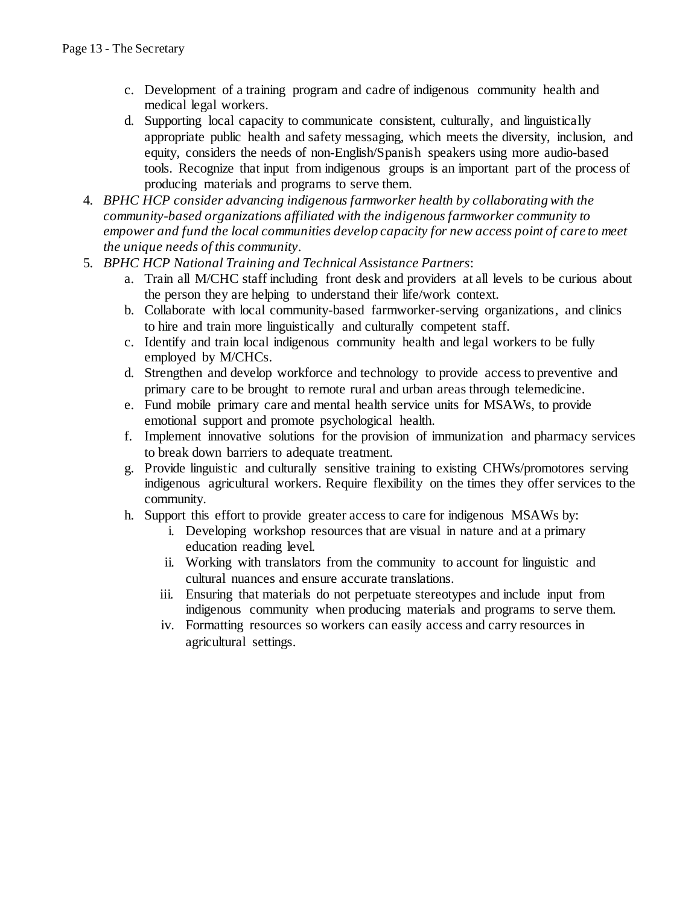c. Development of a training program and cadre of indigenous community health and medical legal workers.
d. Supporting local capacity to communicate consistent, culturally, and linguistically appropriate public health and safety messaging, which meets the diversity, inclusion, and equity, considers the needs of non-English/Spanish speakers using more audio-based tools. Recognize that input from indigenous groups is an important part of the process of producing materials and programs to serve them.

4. *BPHC HCP consider advancing indigenous farmworker health by collaborating with the community-based organizations affiliated with the indigenous farmworker community to empower and fund the local communities develop capacity for new access point of care to meet the unique needs of this community.*
5. *BPHC HCP National Training and Technical Assistance Partners*:
   a. Train all M/CHC staff including front desk and providers at all levels to be curious about the person they are helping to understand their life/work context.
   b. Collaborate with local community-based farmworker-serving organizations, and clinics to hire and train more linguistically and culturally competent staff.
   c. Identify and train local indigenous community health and legal workers to be fully employed by M/CHCs.
   d. Strengthen and develop workforce and technology to provide access to preventive and primary care to be brought to remote rural and urban areas through telemedicine.
   e. Fund mobile primary care and mental health service units for MSAWs, to provide emotional support and promote psychological health.
   f. Implement innovative solutions for the provision of immunization and pharmacy services to break down barriers to adequate treatment.
   g. Provide linguistic and culturally sensitive training to existing CHWs/promotores serving indigenous agricultural workers. Require flexibility on the times they offer services to the community.
   h. Support this effort to provide greater access to care for indigenous MSAWs by:
      i. Developing workshop resources that are visual in nature and at a primary education reading level.
      ii. Working with translators from the community to account for linguistic and cultural nuances and ensure accurate translations.
      iii. Ensuring that materials do not perpetuate stereotypes and include input from indigenous community when producing materials and programs to serve them.
      iv. Formatting resources so workers can easily access and carry resources in agricultural settings.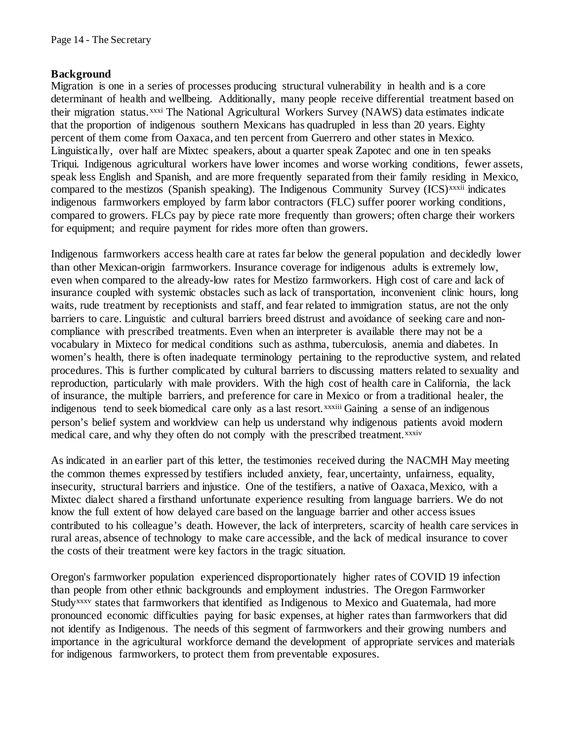## Background

Migration is one in a series of processes producing structural vulnerability in health and is a core determinant of health and wellbeing. Additionally, many people receive differential treatment based on their migration status.[xxxi] The National Agricultural Workers Survey (NAWS) data estimates indicate that the proportion of indigenous southern Mexicans has quadrupled in less than 20 years. Eighty percent of them come from Oaxaca, and ten percent from Guerrero and other states in Mexico. Linguistically, over half are Mixtec speakers, about a quarter speak Zapotec and one in ten speaks Triqui. Indigenous agricultural workers have lower incomes and worse working conditions, fewer assets, speak less English and Spanish, and are more frequently separated from their family residing in Mexico, compared to the mestizos (Spanish speaking). The Indigenous Community Survey (ICS)[xxxii] indicates indigenous farmworkers employed by farm labor contractors (FLC) suffer poorer working conditions, compared to growers. FLCs pay by piece rate more frequently than growers; often charge their workers for equipment; and require payment for rides more often than growers.

Indigenous farmworkers access health care at rates far below the general population and decidedly lower than other Mexican-origin farmworkers. Insurance coverage for indigenous adults is extremely low, even when compared to the already-low rates for Mestizo farmworkers. High cost of care and lack of insurance coupled with systemic obstacles such as lack of transportation, inconvenient clinic hours, long waits, rude treatment by receptionists and staff, and fear related to immigration status, are not the only barriers to care. Linguistic and cultural barriers breed distrust and avoidance of seeking care and non-compliance with prescribed treatments. Even when an interpreter is available there may not be a vocabulary in Mixteco for medical conditions such as asthma, tuberculosis, anemia and diabetes. In women's health, there is often inadequate terminology pertaining to the reproductive system, and related procedures. This is further complicated by cultural barriers to discussing matters related to sexuality and reproduction, particularly with male providers. With the high cost of health care in California, the lack of insurance, the multiple barriers, and preference for care in Mexico or from a traditional healer, the indigenous tend to seek biomedical care only as a last resort.[xxxiii] Gaining a sense of an indigenous person's belief system and worldview can help us understand why indigenous patients avoid modern medical care, and why they often do not comply with the prescribed treatment.[xxxiv]

As indicated in an earlier part of this letter, the testimonies received during the NACMH May meeting the common themes expressed by testifiers included anxiety, fear, uncertainty, unfairness, equality, insecurity, structural barriers and injustice. One of the testifiers, a native of Oaxaca, Mexico, with a Mixtec dialect shared a firsthand unfortunate experience resulting from language barriers. We do not know the full extent of how delayed care based on the language barrier and other access issues contributed to his colleague's death. However, the lack of interpreters, scarcity of health care services in rural areas, absence of technology to make care accessible, and the lack of medical insurance to cover the costs of their treatment were key factors in the tragic situation.

Oregon's farmworker population experienced disproportionately higher rates of COVID 19 infection than people from other ethnic backgrounds and employment industries. The Oregon Farmworker Study[xxxv] states that farmworkers that identified as Indigenous to Mexico and Guatemala, had more pronounced economic difficulties paying for basic expenses, at higher rates than farmworkers that did not identify as Indigenous. The needs of this segment of farmworkers and their growing numbers and importance in the agricultural workforce demand the development of appropriate services and materials for indigenous farmworkers, to protect them from preventable exposures.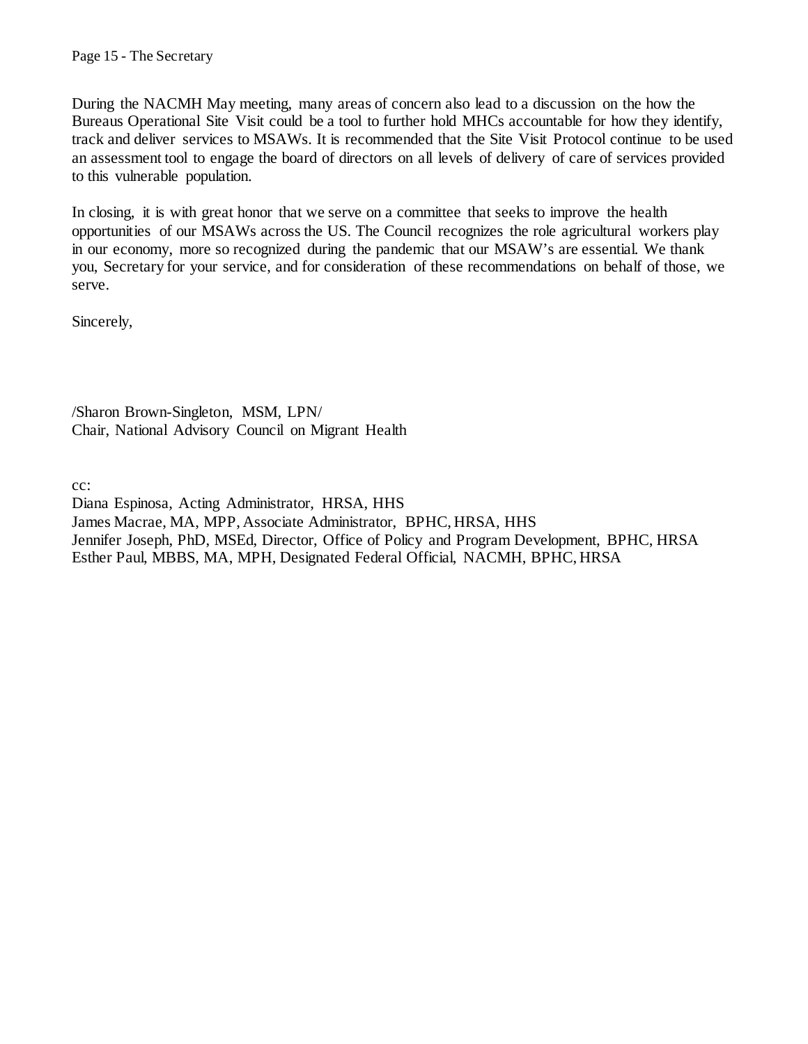During the NACMH May meeting, many areas of concern also lead to a discussion on the how the Bureaus Operational Site Visit could be a tool to further hold MHCs accountable for how they identify, track and deliver services to MSAWs. It is recommended that the Site Visit Protocol continue to be used an assessment tool to engage the board of directors on all levels of delivery of care of services provided to this vulnerable population.

In closing, it is with great honor that we serve on a committee that seeks to improve the health opportunities of our MSAWs across the US. The Council recognizes the role agricultural workers play in our economy, more so recognized during the pandemic that our MSAW's are essential. We thank you, Secretary for your service, and for consideration of these recommendations on behalf of those, we serve.

Sincerely,

/Sharon Brown-Singleton, MSM, LPN/
Chair, National Advisory Council on Migrant Health

cc:
Diana Espinosa, Acting Administrator, HRSA, HHS
James Macrae, MA, MPP, Associate Administrator, BPHC, HRSA, HHS
Jennifer Joseph, PhD, MSEd, Director, Office of Policy and Program Development, BPHC, HRSA
Esther Paul, MBBS, MA, MPH, Designated Federal Official, NACMH, BPHC, HRSA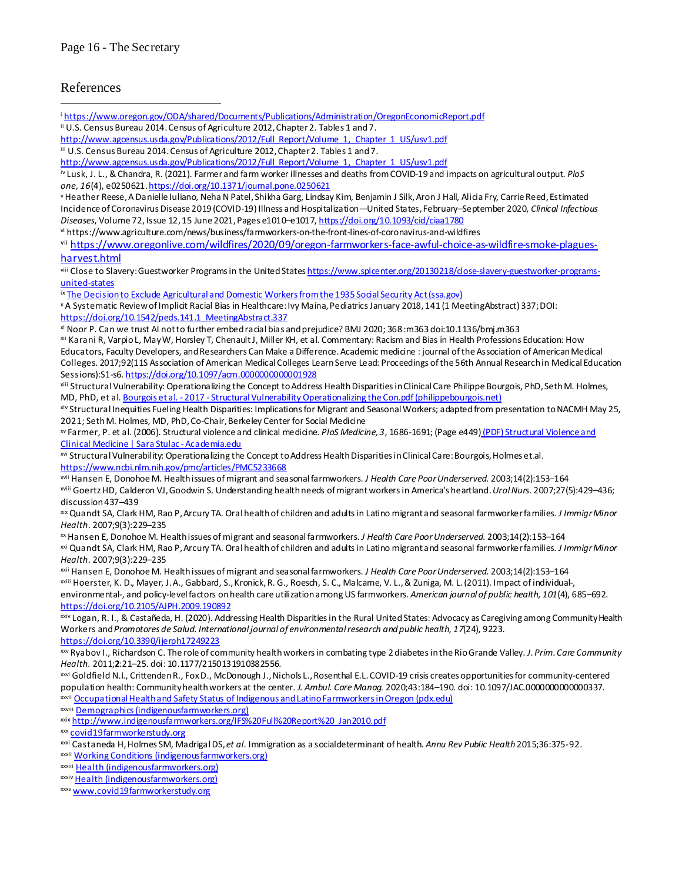# References

[i] https://www.oregon.gov/ODA/shared/Documents/Publications/Administration/OregonEconomicReport.pdf

[ii] U.S. Census Bureau 2014. Census of Agriculture 2012, Chapter 2. Tables 1 and 7. http://www.agcensus.usda.gov/Publications/2012/Full_Report/Volume_1,_Chapter_1_US/usv1.pdf

[iii] U.S. Census Bureau 2014. Census of Agriculture 2012, Chapter 2. Tables 1 and 7. http://www.agcensus.usda.gov/Publications/2012/Full_Report/Volume_1,_Chapter_1_US/usv1.pdf

[iv] Lusk, J. L., & Chandra, R. (2021). Farmer and farm worker illnesses and deaths from COVID-19 and impacts on agricultural output. *PloS one*, *16*(4), e0250621. https://doi.org/10.1371/journal.pone.0250621

[v] Heather Reese, A Danielle Iuliano, Neha N Patel, Shikha Garg, Lindsay Kim, Benjamin J Silk, Aron J Hall, Alicia Fry, Carrie Reed, Estimated Incidence of Coronavirus Disease 2019 (COVID-19) Illness and Hospitalization—United States, February–September 2020, *Clinical Infectious Diseases*, Volume 72, Issue 12, 15 June 2021, Pages e1010–e1017, https://doi.org/10.1093/cid/ciaa1780

[vi] https://www.agriculture.com/news/business/farmworkers-on-the-front-lines-of-coronavirus-and-wildfires

[vii] https://www.oregonlive.com/wildfires/2020/09/oregon-farmworkers-face-awful-choice-as-wildfire-smoke-plagues-harvest.html

[viii] Close to Slavery: Guestworker Programs in the United States https://www.splcenter.org/20130218/close-slavery-guestworker-programs-united-states

[ix] The Decision to Exclude Agricultural and Domestic Workers from the 1935 Social Security Act (ssa.gov)

[x] A Systematic Review of Implicit Racial Bias in Healthcare: Ivy Maina, Pediatrics January 2018, 141 (1 MeetingAbstract) 337; DOI: https://doi.org/10.1542/peds.141.1_MeetingAbstract.337

[xi] Noor P. Can we trust AI not to further embed racial bias and prejudice? BMJ 2020; 368 :m363 doi:10.1136/bmj.m363

[xii] Karani R, Varpio L, May W, Horsley T, Chenault J, Miller KH, et al. Commentary: Racism and Bias in Health Professions Education: How Educators, Faculty Developers, and Researchers Can Make a Difference. Academic medicine : journal of the Association of American Medical Colleges. 2017;92(11S Association of American Medical Colleges Learn Serve Lead: Proceedings of the 56th Annual Research in Medical Education Sessions):S1-s6. https://doi.org/10.1097/acm.0000000000001928

[xiii] Structural Vulnerability: Operationalizing the Concept to Address Health Disparities in Clinical Care Philippe Bourgois, PhD, Seth M. Holmes, MD, PhD, et al. Bourgois et al. - 2017 - Structural Vulnerability Operationalizing the Con.pdf (philippebourgois.net)

[xiv] Structural Inequities Fueling Health Disparities: Implications for Migrant and Seasonal Workers; adapted from presentation to NACMH May 25, 2021; Seth M. Holmes, MD, PhD, Co-Chair, Berkeley Center for Social Medicine

[xv] Farmer, P. et al. (2006). Structural violence and clinical medicine. *PloS Medicine, 3*, 1686-1691; (Page e449) (PDF) Structural Violence and Clinical Medicine | Sara Stulac - Academia.edu

[xvi] Structural Vulnerability: Operationalizing the Concept to Address Health Disparities in Clinical Care: Bourgois, Holmes et.al. https://www.ncbi.nlm.nih.gov/pmc/articles/PMC5233668

[xvii] Hansen E, Donohoe M. Health issues of migrant and seasonal farmworkers. *J Health Care Poor Underserved.* 2003;14(2):153–164

[xviii] Goertz HD, Calderon VJ, Goodwin S. Understanding health needs of migrant workers in America's heartland. *Urol Nurs.* 2007;27(5):429–436; discussion 437–439

[xix] Quandt SA, Clark HM, Rao P, Arcury TA. Oral health of children and adults in Latino migrant and seasonal farmworker families. *J Immigr Minor Health*. 2007;9(3):229–235

[xx] Hansen E, Donohoe M. Health issues of migrant and seasonal farmworkers. *J Health Care Poor Underserved.* 2003;14(2):153–164

[xxi] Quandt SA, Clark HM, Rao P, Arcury TA. Oral health of children and adults in Latino migrant and seasonal farmworker families. *J Immigr Minor Health*. 2007;9(3):229–235

[xxii] Hansen E, Donohoe M. Health issues of migrant and seasonal farmworkers. *J Health Care Poor Underserved.* 2003;14(2):153–164

[xxiii] Hoerster, K. D., Mayer, J. A., Gabbard, S., Kronick, R. G., Roesch, S. C., Malcarne, V. L., & Zuniga, M. L. (2011). Impact of individual-, environmental-, and policy-level factors on health care utilization among US farmworkers. *American journal of public health*, *101*(4), 685–692. https://doi.org/10.2105/AJPH.2009.190892

[xxiv] Logan, R. I., & Castañeda, H. (2020). Addressing Health Disparities in the Rural United States: Advocacy as Caregiving among Community Health Workers and *Promotores de Salud*. *International journal of environmental research and public health*, *17*(24), 9223. https://doi.org/10.3390/ijerph17249223

[xxv] Ryabov I., Richardson C. The role of community health workers in combating type 2 diabetes in the Rio Grande Valley. *J. Prim. Care Community Health.* 2011;**2**:21–25. doi: 10.1177/2150131910382556.

[xxvi] Goldfield N.I., Crittenden R., Fox D., McDonough J., Nichols L., Rosenthal E.L. COVID-19 crisis creates opportunities for community-centered population health: Community health workers at the center. *J. Ambul. Care Manag.* 2020;43:184–190. doi: 10.1097/JAC.0000000000000337.

[xxvii] Occupational Health and Safety Status of Indigenous and Latino Farmworkers in Oregon (pdx.edu)

[xxviii] Demographics (indigenousfarmworkers.org)

[xxix] http://www.indigenousfarmworkers.org/IFS%20Full%20Report%20_Jan2010.pdf

[xxx] covid19farmworkerstudy.org

[xxxi] Castaneda H, Holmes SM, Madrigal DS, *et al.* Immigration as a social determinant of health. *Annu Rev Public Health* 2015;36:375-92.

[xxxii] Working Conditions (indigenousfarmworkers.org)

[xxxiii] Health (indigenousfarmworkers.org)

[xxxiv] Health (indigenousfarmworkers.org)

[xxxv] www.covid19farmworkerstudy.org